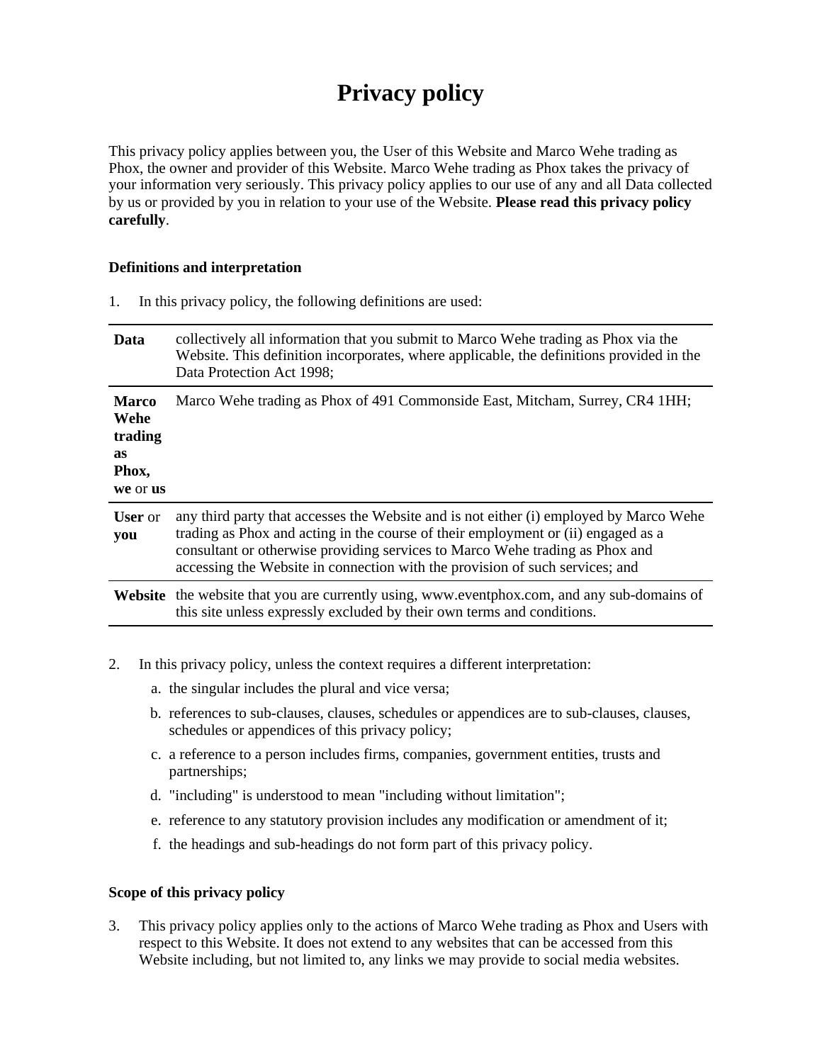# Privacy policy

This privacy policy applies between you, the User of this Website and Marco Wehe trading as Phox, the owner and provider of this Website. Marco Wehe trading as Phox takes the privacy of your information very seriously. This privacy policy applies to our use of any and all Data collected by us or provided by you in relation to your use of the Website. **Please read this privacy policy carefully**.

**Definitions and interpretation**

1. In this privacy policy, the following definitions are used:

| | |
|---|---|
| **Data** | collectively all information that you submit to Marco Wehe trading as Phox via the Website. This definition incorporates, where applicable, the definitions provided in the Data Protection Act 1998; |
| **Marco Wehe trading as Phox, we** or **us** | Marco Wehe trading as Phox of 491 Commonside East, Mitcham, Surrey, CR4 1HH; |
| **User** or **you** | any third party that accesses the Website and is not either (i) employed by Marco Wehe trading as Phox and acting in the course of their employment or (ii) engaged as a consultant or otherwise providing services to Marco Wehe trading as Phox and accessing the Website in connection with the provision of such services; and |
| **Website** | the website that you are currently using, www.eventphox.com, and any sub-domains of this site unless expressly excluded by their own terms and conditions. |

2. In this privacy policy, unless the context requires a different interpretation:
   a. the singular includes the plural and vice versa;
   b. references to sub-clauses, clauses, schedules or appendices are to sub-clauses, clauses, schedules or appendices of this privacy policy;
   c. a reference to a person includes firms, companies, government entities, trusts and partnerships;
   d. "including" is understood to mean "including without limitation";
   e. reference to any statutory provision includes any modification or amendment of it;
   f. the headings and sub-headings do not form part of this privacy policy.

**Scope of this privacy policy**

3. This privacy policy applies only to the actions of Marco Wehe trading as Phox and Users with respect to this Website. It does not extend to any websites that can be accessed from this Website including, but not limited to, any links we may provide to social media websites.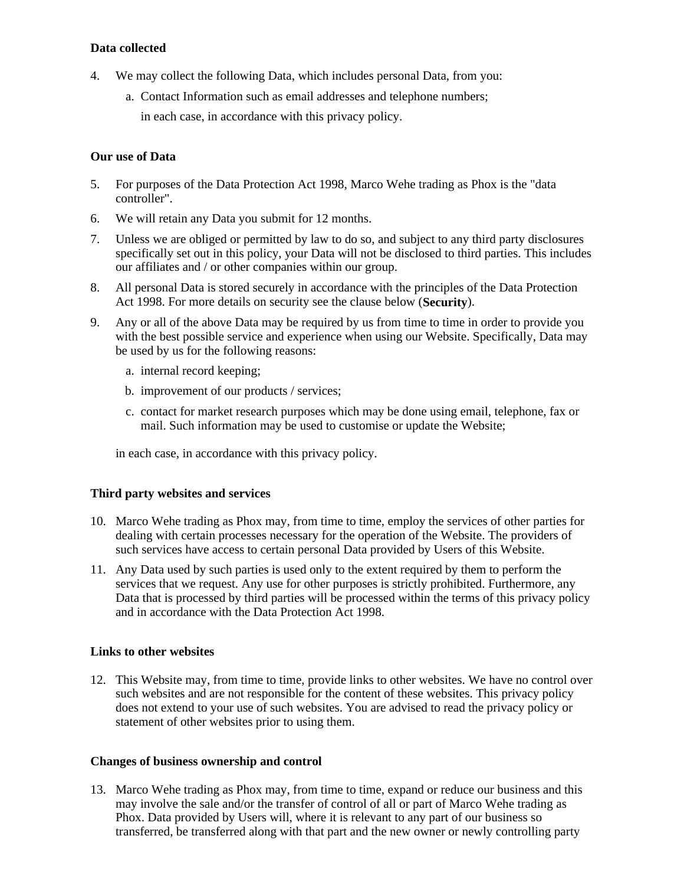**Data collected**

4. We may collect the following Data, which includes personal Data, from you:
   a. Contact Information such as email addresses and telephone numbers;

   in each case, in accordance with this privacy policy.

**Our use of Data**

5. For purposes of the Data Protection Act 1998, Marco Wehe trading as Phox is the "data controller".
6. We will retain any Data you submit for 12 months.
7. Unless we are obliged or permitted by law to do so, and subject to any third party disclosures specifically set out in this policy, your Data will not be disclosed to third parties. This includes our affiliates and / or other companies within our group.
8. All personal Data is stored securely in accordance with the principles of the Data Protection Act 1998. For more details on security see the clause below (**Security**).
9. Any or all of the above Data may be required by us from time to time in order to provide you with the best possible service and experience when using our Website. Specifically, Data may be used by us for the following reasons:
   a. internal record keeping;
   b. improvement of our products / services;
   c. contact for market research purposes which may be done using email, telephone, fax or mail. Such information may be used to customise or update the Website;

   in each case, in accordance with this privacy policy.

**Third party websites and services**

10. Marco Wehe trading as Phox may, from time to time, employ the services of other parties for dealing with certain processes necessary for the operation of the Website. The providers of such services have access to certain personal Data provided by Users of this Website.
11. Any Data used by such parties is used only to the extent required by them to perform the services that we request. Any use for other purposes is strictly prohibited. Furthermore, any Data that is processed by third parties will be processed within the terms of this privacy policy and in accordance with the Data Protection Act 1998.

**Links to other websites**

12. This Website may, from time to time, provide links to other websites. We have no control over such websites and are not responsible for the content of these websites. This privacy policy does not extend to your use of such websites. You are advised to read the privacy policy or statement of other websites prior to using them.

**Changes of business ownership and control**

13. Marco Wehe trading as Phox may, from time to time, expand or reduce our business and this may involve the sale and/or the transfer of control of all or part of Marco Wehe trading as Phox. Data provided by Users will, where it is relevant to any part of our business so transferred, be transferred along with that part and the new owner or newly controlling party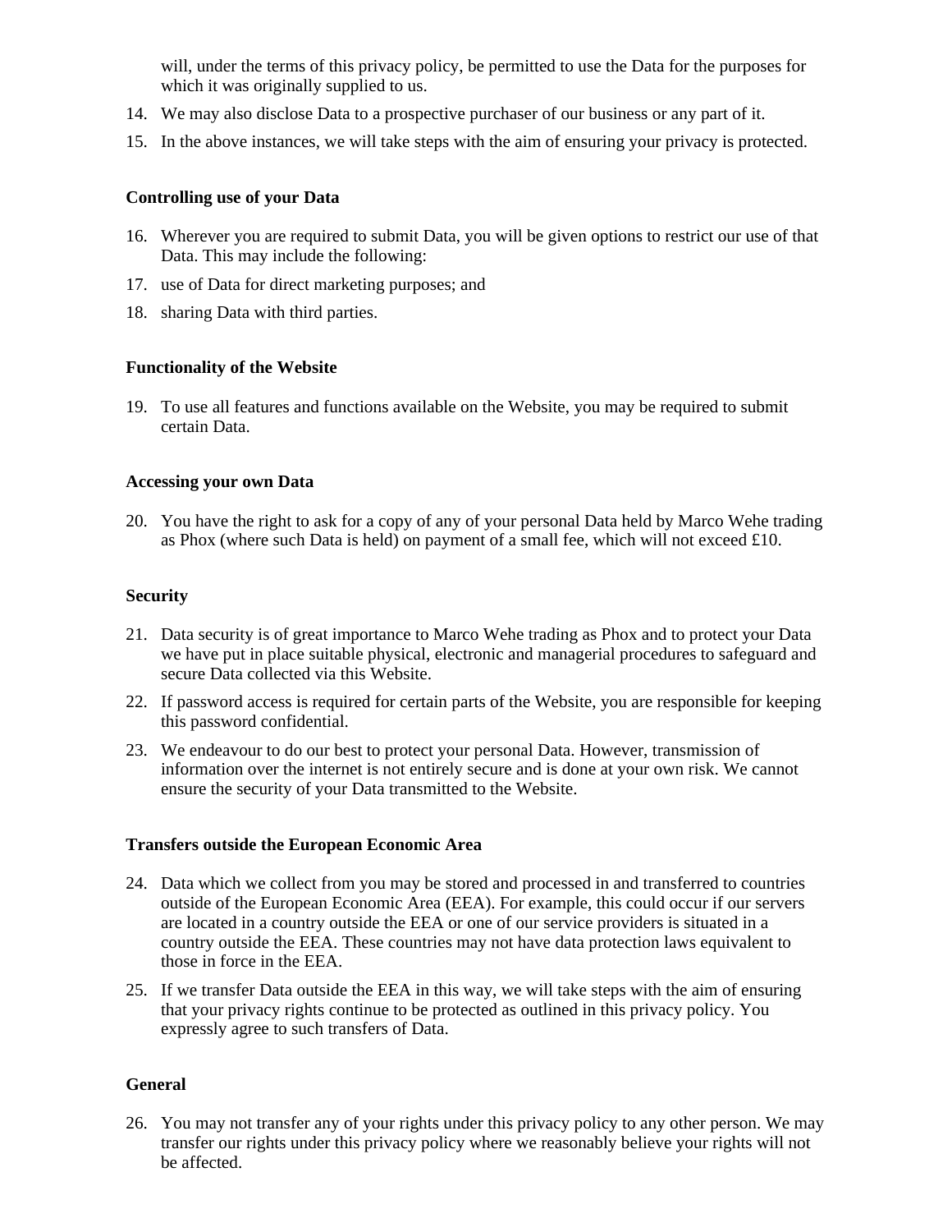will, under the terms of this privacy policy, be permitted to use the Data for the purposes for which it was originally supplied to us.

14. We may also disclose Data to a prospective purchaser of our business or any part of it.
15. In the above instances, we will take steps with the aim of ensuring your privacy is protected.

**Controlling use of your Data**

16. Wherever you are required to submit Data, you will be given options to restrict our use of that Data. This may include the following:
17. use of Data for direct marketing purposes; and
18. sharing Data with third parties.

**Functionality of the Website**

19. To use all features and functions available on the Website, you may be required to submit certain Data.

**Accessing your own Data**

20. You have the right to ask for a copy of any of your personal Data held by Marco Wehe trading as Phox (where such Data is held) on payment of a small fee, which will not exceed £10.

**Security**

21. Data security is of great importance to Marco Wehe trading as Phox and to protect your Data we have put in place suitable physical, electronic and managerial procedures to safeguard and secure Data collected via this Website.
22. If password access is required for certain parts of the Website, you are responsible for keeping this password confidential.
23. We endeavour to do our best to protect your personal Data. However, transmission of information over the internet is not entirely secure and is done at your own risk. We cannot ensure the security of your Data transmitted to the Website.

**Transfers outside the European Economic Area**

24. Data which we collect from you may be stored and processed in and transferred to countries outside of the European Economic Area (EEA). For example, this could occur if our servers are located in a country outside the EEA or one of our service providers is situated in a country outside the EEA. These countries may not have data protection laws equivalent to those in force in the EEA.
25. If we transfer Data outside the EEA in this way, we will take steps with the aim of ensuring that your privacy rights continue to be protected as outlined in this privacy policy. You expressly agree to such transfers of Data.

**General**

26. You may not transfer any of your rights under this privacy policy to any other person. We may transfer our rights under this privacy policy where we reasonably believe your rights will not be affected.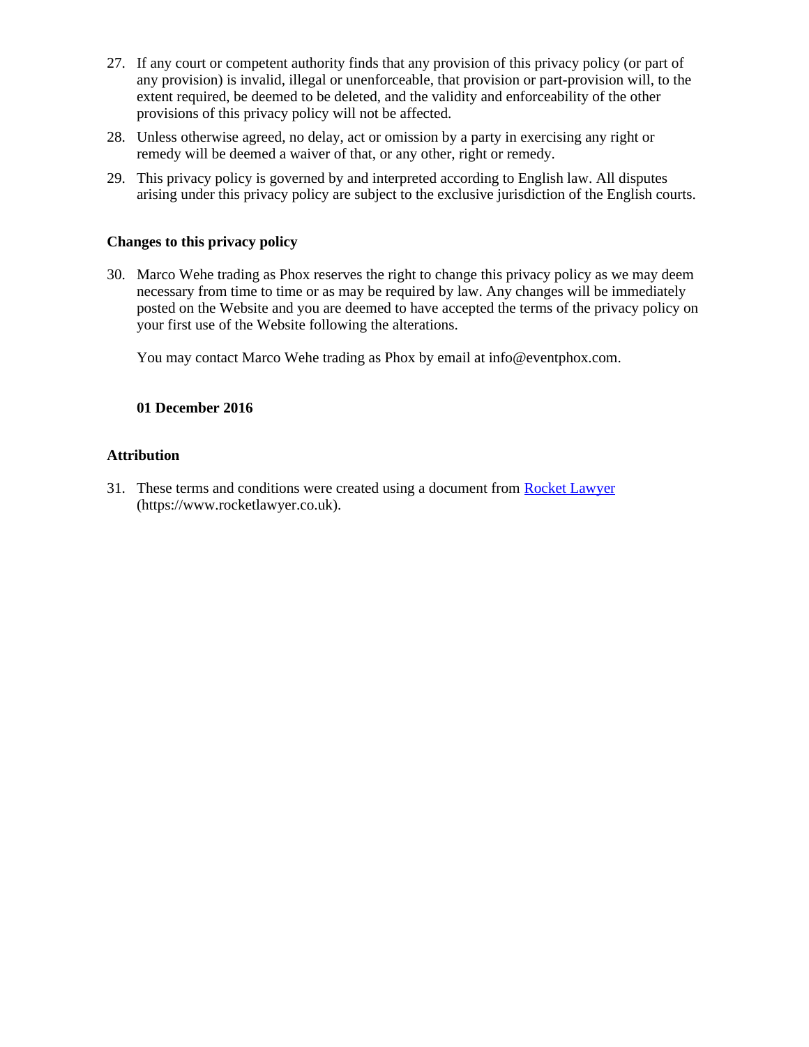27. If any court or competent authority finds that any provision of this privacy policy (or part of any provision) is invalid, illegal or unenforceable, that provision or part-provision will, to the extent required, be deemed to be deleted, and the validity and enforceability of the other provisions of this privacy policy will not be affected.
28. Unless otherwise agreed, no delay, act or omission by a party in exercising any right or remedy will be deemed a waiver of that, or any other, right or remedy.
29. This privacy policy is governed by and interpreted according to English law. All disputes arising under this privacy policy are subject to the exclusive jurisdiction of the English courts.

**Changes to this privacy policy**

30. Marco Wehe trading as Phox reserves the right to change this privacy policy as we may deem necessary from time to time or as may be required by law. Any changes will be immediately posted on the Website and you are deemed to have accepted the terms of the privacy policy on your first use of the Website following the alterations.

    You may contact Marco Wehe trading as Phox by email at info@eventphox.com.

    **01 December 2016**

**Attribution**

31. These terms and conditions were created using a document from [Rocket Lawyer](https://www.rocketlawyer.co.uk) (https://www.rocketlawyer.co.uk).